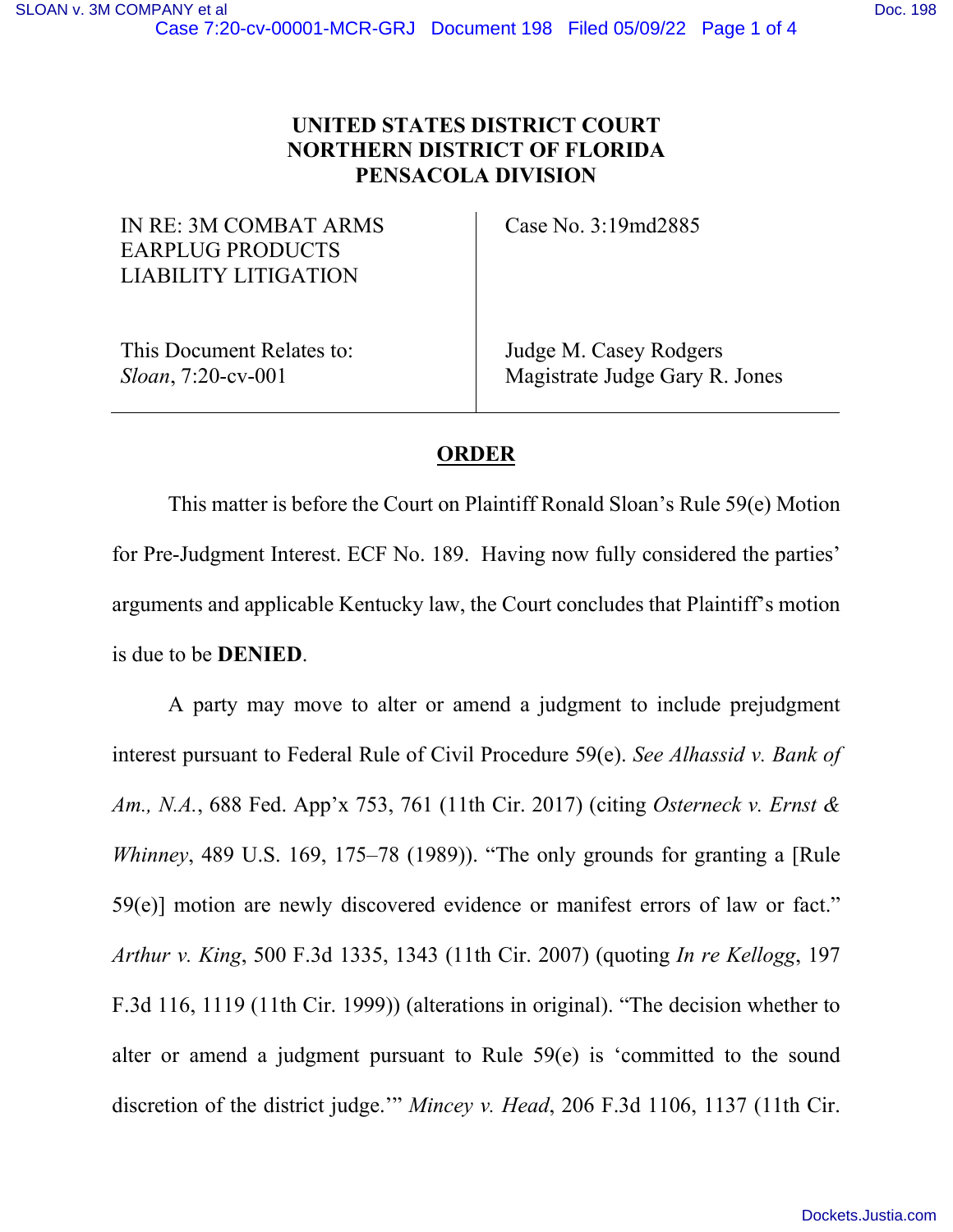**UNITED STATES DISTRICT COURT**
**NORTHERN DISTRICT OF FLORIDA**
**PENSACOLA DIVISION**

| | |
|---|---|
| IN RE: 3M COMBAT ARMS EARPLUG PRODUCTS LIABILITY LITIGATION | Case No. 3:19md2885 |
| This Document Relates to: *Sloan*, 7:20-cv-001 | Judge M. Casey Rodgers Magistrate Judge Gary R. Jones |

**ORDER**

This matter is before the Court on Plaintiff Ronald Sloan's Rule 59(e) Motion for Pre-Judgment Interest. ECF No. 189. Having now fully considered the parties' arguments and applicable Kentucky law, the Court concludes that Plaintiff's motion is due to be **DENIED**.

A party may move to alter or amend a judgment to include prejudgment interest pursuant to Federal Rule of Civil Procedure 59(e). *See Alhassid v. Bank of Am., N.A.*, 688 Fed. App'x 753, 761 (11th Cir. 2017) (citing *Osterneck v. Ernst & Whinney*, 489 U.S. 169, 175–78 (1989)). "The only grounds for granting a [Rule 59(e)] motion are newly discovered evidence or manifest errors of law or fact." *Arthur v. King*, 500 F.3d 1335, 1343 (11th Cir. 2007) (quoting *In re Kellogg*, 197 F.3d 116, 1119 (11th Cir. 1999)) (alterations in original). "The decision whether to alter or amend a judgment pursuant to Rule 59(e) is 'committed to the sound discretion of the district judge.'" *Mincey v. Head*, 206 F.3d 1106, 1137 (11th Cir.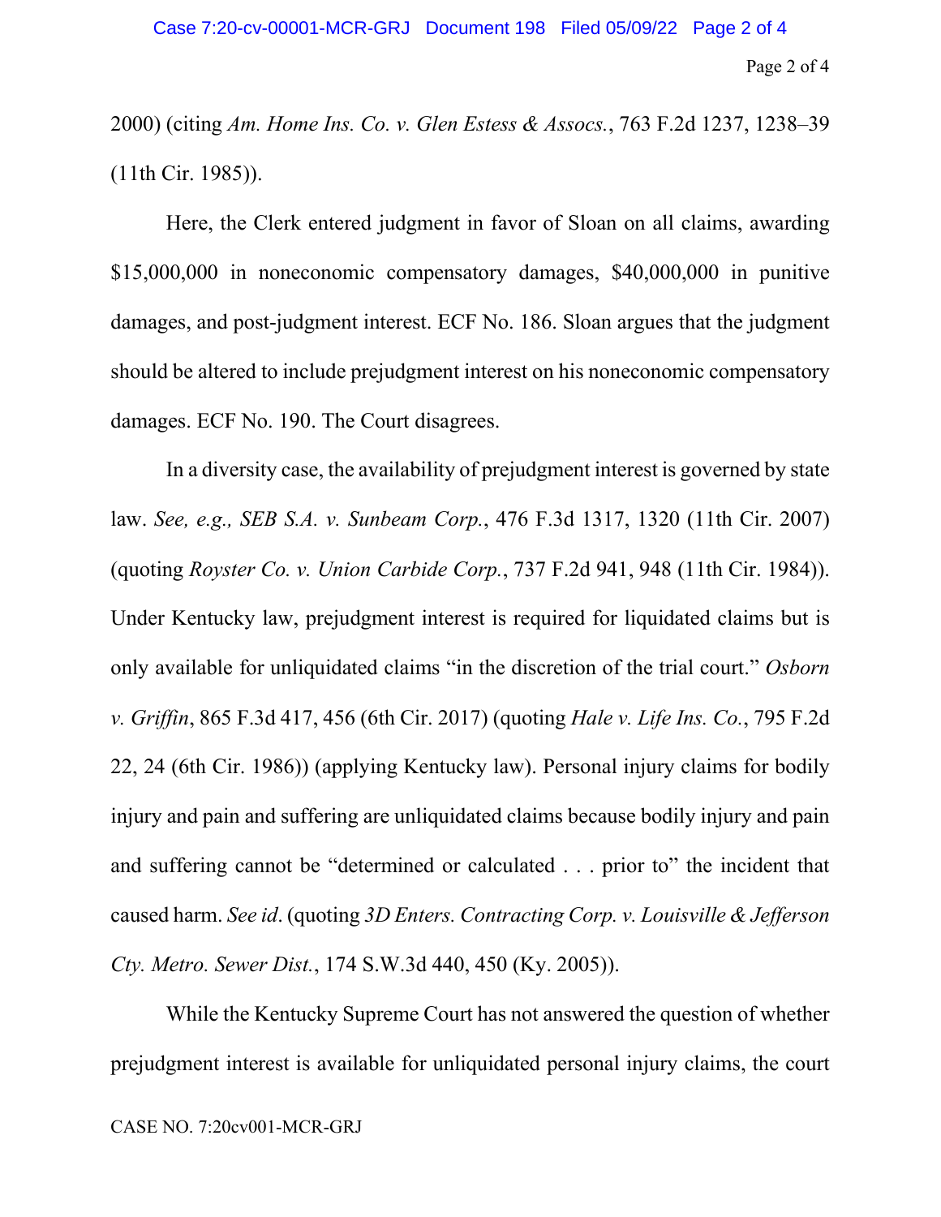2000) (citing *Am. Home Ins. Co. v. Glen Estess & Assocs.*, 763 F.2d 1237, 1238–39 (11th Cir. 1985)).

Here, the Clerk entered judgment in favor of Sloan on all claims, awarding $15,000,000 in noneconomic compensatory damages, $40,000,000 in punitive damages, and post-judgment interest. ECF No. 186. Sloan argues that the judgment should be altered to include prejudgment interest on his noneconomic compensatory damages. ECF No. 190. The Court disagrees.

In a diversity case, the availability of prejudgment interest is governed by state law. *See, e.g., SEB S.A. v. Sunbeam Corp.*, 476 F.3d 1317, 1320 (11th Cir. 2007) (quoting *Royster Co. v. Union Carbide Corp.*, 737 F.2d 941, 948 (11th Cir. 1984)). Under Kentucky law, prejudgment interest is required for liquidated claims but is only available for unliquidated claims "in the discretion of the trial court." *Osborn v. Griffin*, 865 F.3d 417, 456 (6th Cir. 2017) (quoting *Hale v. Life Ins. Co.*, 795 F.2d 22, 24 (6th Cir. 1986)) (applying Kentucky law). Personal injury claims for bodily injury and pain and suffering are unliquidated claims because bodily injury and pain and suffering cannot be "determined or calculated . . . prior to" the incident that caused harm. *See id*. (quoting *3D Enters. Contracting Corp. v. Louisville & Jefferson Cty. Metro. Sewer Dist.*, 174 S.W.3d 440, 450 (Ky. 2005)).

While the Kentucky Supreme Court has not answered the question of whether prejudgment interest is available for unliquidated personal injury claims, the court

CASE NO. 7:20cv001-MCR-GRJ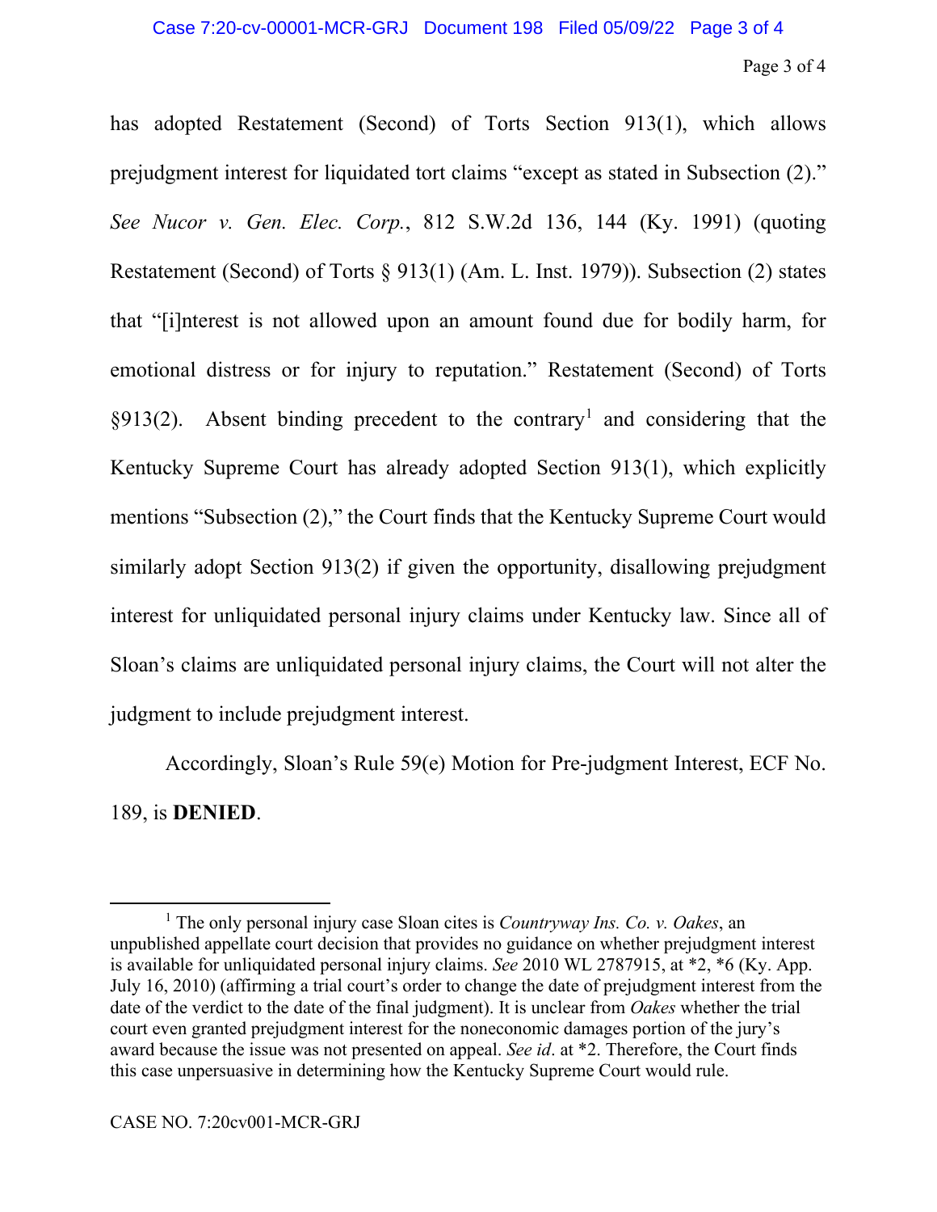has adopted Restatement (Second) of Torts Section 913(1), which allows prejudgment interest for liquidated tort claims "except as stated in Subsection (2)." *See Nucor v. Gen. Elec. Corp.*, 812 S.W.2d 136, 144 (Ky. 1991) (quoting Restatement (Second) of Torts § 913(1) (Am. L. Inst. 1979)). Subsection (2) states that "[i]nterest is not allowed upon an amount found due for bodily harm, for emotional distress or for injury to reputation." Restatement (Second) of Torts §913(2). Absent binding precedent to the contrary[1] and considering that the Kentucky Supreme Court has already adopted Section 913(1), which explicitly mentions "Subsection (2)," the Court finds that the Kentucky Supreme Court would similarly adopt Section 913(2) if given the opportunity, disallowing prejudgment interest for unliquidated personal injury claims under Kentucky law. Since all of Sloan's claims are unliquidated personal injury claims, the Court will not alter the judgment to include prejudgment interest.

Accordingly, Sloan's Rule 59(e) Motion for Pre-judgment Interest, ECF No. 189, is **DENIED**.

---

[1] The only personal injury case Sloan cites is *Countryway Ins. Co. v. Oakes*, an unpublished appellate court decision that provides no guidance on whether prejudgment interest is available for unliquidated personal injury claims. *See* 2010 WL 2787915, at *2, *6 (Ky. App. July 16, 2010) (affirming a trial court's order to change the date of prejudgment interest from the date of the verdict to the date of the final judgment). It is unclear from *Oakes* whether the trial court even granted prejudgment interest for the noneconomic damages portion of the jury's award because the issue was not presented on appeal. *See id*. at *2. Therefore, the Court finds this case unpersuasive in determining how the Kentucky Supreme Court would rule.

CASE NO. 7:20cv001-MCR-GRJ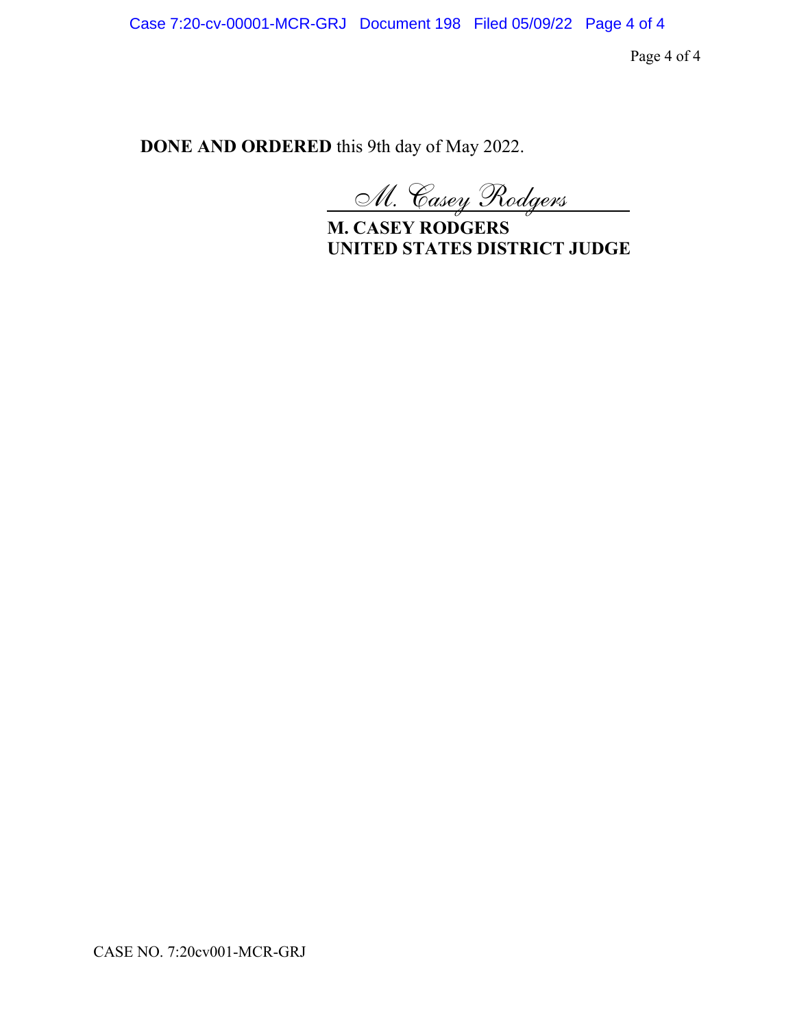**DONE AND ORDERED** this 9th day of May 2022.

*M. Casey Rodgers*

**M. CASEY RODGERS**
**UNITED STATES DISTRICT JUDGE**

CASE NO. 7:20cv001-MCR-GRJ